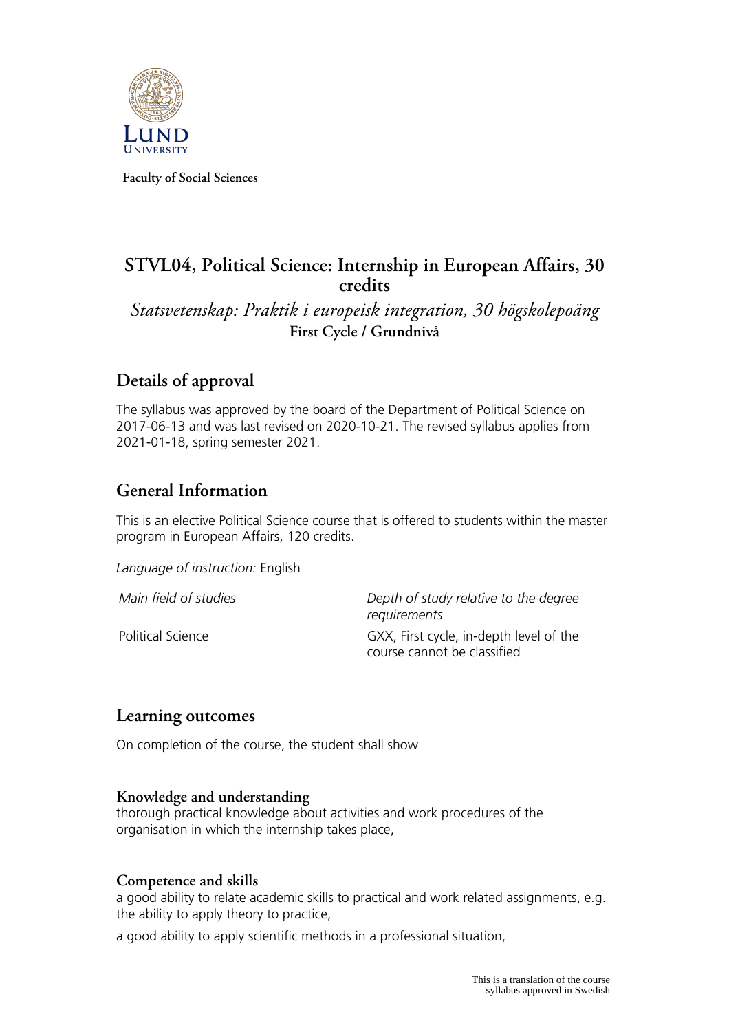Faculty of Social Sciences

# STVL04, Political Science: Internship in European Affairs, 30 credits

*Statsvetenskap: Praktik i europeisk integration, 30 högskolepoäng*

**First Cycle / Grundnivå**

## Details of approval

The syllabus was approved by the board of the Department of Political Science on 2017-06-13 and was last revised on 2020-10-21. The revised syllabus applies from 2021-01-18, spring semester 2021.

## General Information

This is an elective Political Science course that is offered to students within the master program in European Affairs, 120 credits.

*Language of instruction:* English

| *Main field of studies* | *Depth of study relative to the degree requirements* |
|---|---|
| Political Science | GXX, First cycle, in-depth level of the course cannot be classified |

## Learning outcomes

On completion of the course, the student shall show

### Knowledge and understanding

thorough practical knowledge about activities and work procedures of the organisation in which the internship takes place,

### Competence and skills

a good ability to relate academic skills to practical and work related assignments, e.g. the ability to apply theory to practice,

a good ability to apply scientific methods in a professional situation,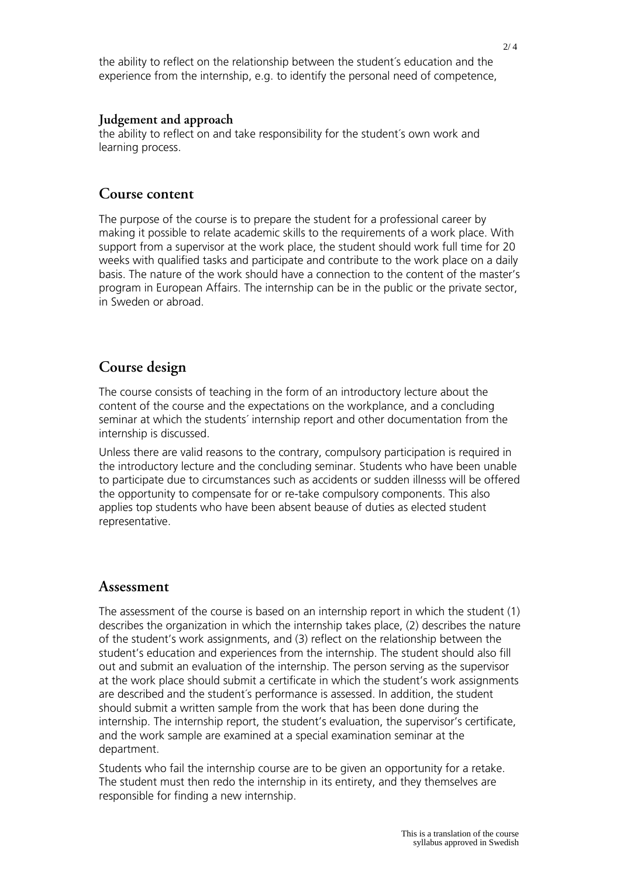the ability to reflect on the relationship between the student´s education and the experience from the internship, e.g. to identify the personal need of competence,

**Judgement and approach**

the ability to reflect on and take responsibility for the student´s own work and learning process.

## Course content

The purpose of the course is to prepare the student for a professional career by making it possible to relate academic skills to the requirements of a work place. With support from a supervisor at the work place, the student should work full time for 20 weeks with qualified tasks and participate and contribute to the work place on a daily basis. The nature of the work should have a connection to the content of the master's program in European Affairs. The internship can be in the public or the private sector, in Sweden or abroad.

## Course design

The course consists of teaching in the form of an introductory lecture about the content of the course and the expectations on the workplance, and a concluding seminar at which the students´ internship report and other documentation from the internship is discussed.

Unless there are valid reasons to the contrary, compulsory participation is required in the introductory lecture and the concluding seminar. Students who have been unable to participate due to circumstances such as accidents or sudden illnesss will be offered the opportunity to compensate for or re-take compulsory components. This also applies top students who have been absent beause of duties as elected student representative.

## Assessment

The assessment of the course is based on an internship report in which the student (1) describes the organization in which the internship takes place, (2) describes the nature of the student's work assignments, and (3) reflect on the relationship between the student's education and experiences from the internship. The student should also fill out and submit an evaluation of the internship. The person serving as the supervisor at the work place should submit a certificate in which the student's work assignments are described and the student´s performance is assessed. In addition, the student should submit a written sample from the work that has been done during the internship. The internship report, the student's evaluation, the supervisor's certificate, and the work sample are examined at a special examination seminar at the department.

Students who fail the internship course are to be given an opportunity for a retake. The student must then redo the internship in its entirety, and they themselves are responsible for finding a new internship.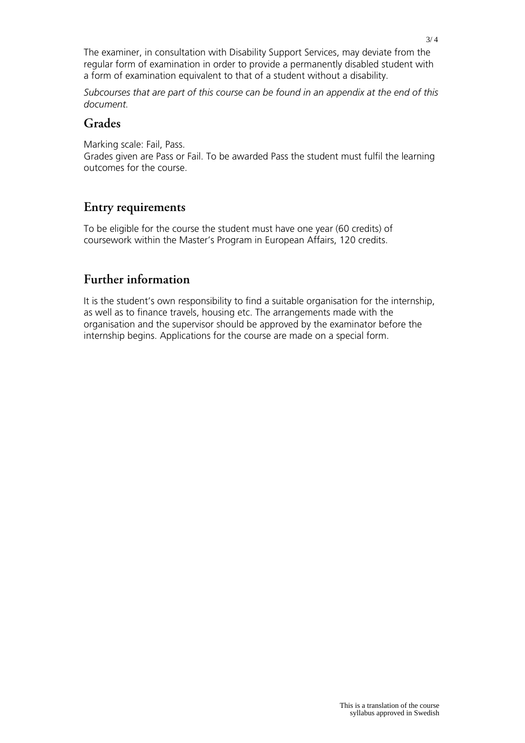The examiner, in consultation with Disability Support Services, may deviate from the regular form of examination in order to provide a permanently disabled student with a form of examination equivalent to that of a student without a disability.

*Subcourses that are part of this course can be found in an appendix at the end of this document.*

## Grades

Marking scale: Fail, Pass.
Grades given are Pass or Fail. To be awarded Pass the student must fulfil the learning outcomes for the course.

## Entry requirements

To be eligible for the course the student must have one year (60 credits) of coursework within the Master's Program in European Affairs, 120 credits.

## Further information

It is the student's own responsibility to find a suitable organisation for the internship, as well as to finance travels, housing etc. The arrangements made with the organisation and the supervisor should be approved by the examinator before the internship begins. Applications for the course are made on a special form.

This is a translation of the course syllabus approved in Swedish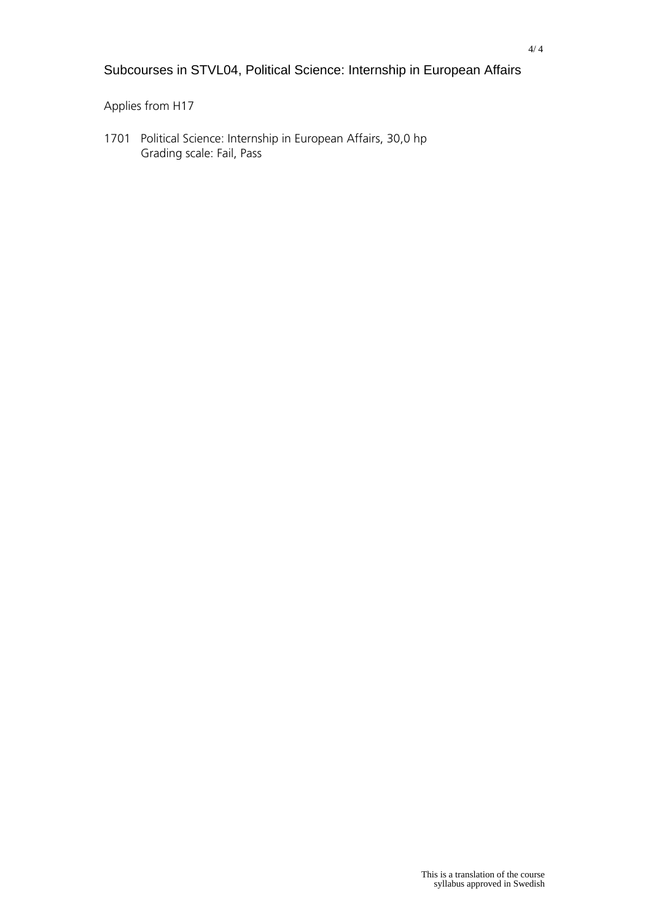## Subcourses in STVL04, Political Science: Internship in European Affairs

Applies from H17

1701 Political Science: Internship in European Affairs, 30,0 hp
Grading scale: Fail, Pass

This is a translation of the course syllabus approved in Swedish